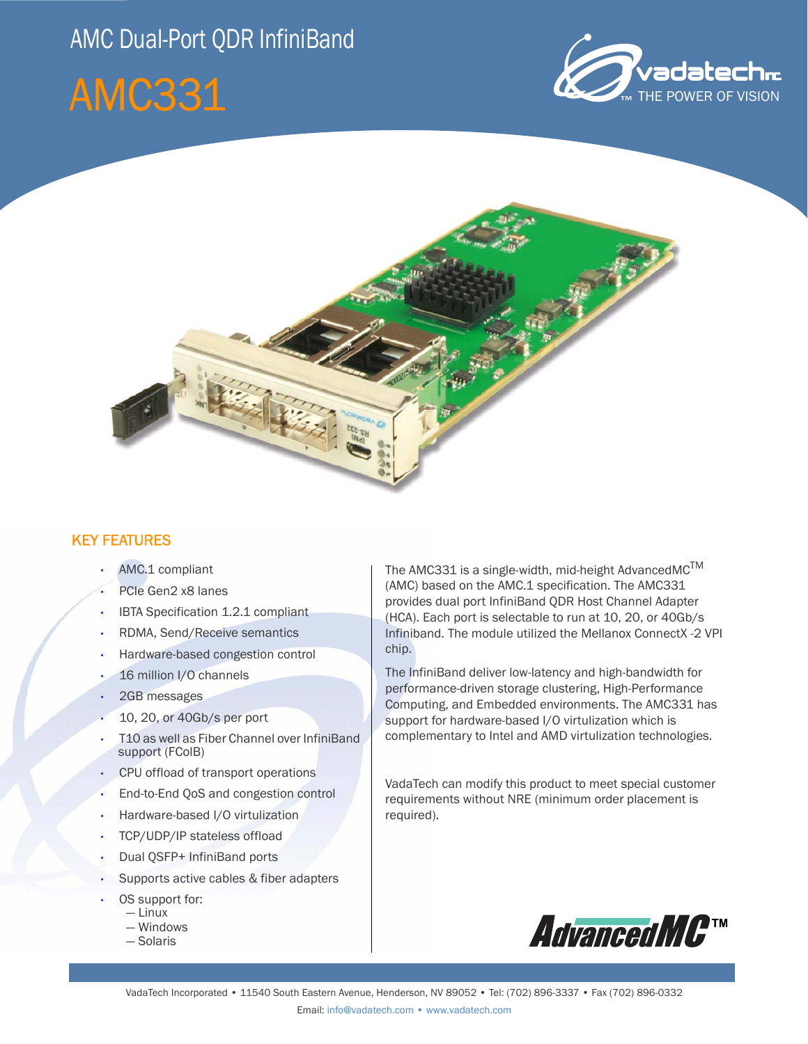# AMC Dual-Port QDR InfiniBand

# AMC331

vadatech Inc — THE POWER OF VISION

## KEY FEATURES

- AMC.1 compliant
- PCIe Gen2 x8 lanes
- IBTA Specification 1.2.1 compliant
- RDMA, Send/Receive semantics
- Hardware-based congestion control
- 16 million I/O channels
- 2GB messages
- 10, 20, or 40Gb/s per port
- T10 as well as Fiber Channel over InfiniBand support (FCoIB)
- CPU offload of transport operations
- End-to-End QoS and congestion control
- Hardware-based I/O virtulization
- TCP/UDP/IP stateless offload
- Dual QSFP+ InfiniBand ports
- Supports active cables & fiber adapters
- OS support for:
  - Linux
  - Windows
  - Solaris

The AMC331 is a single-width, mid-height AdvancedMC™ (AMC) based on the AMC.1 specification. The AMC331 provides dual port InfiniBand QDR Host Channel Adapter (HCA). Each port is selectable to run at 10, 20, or 40Gb/s Infiniband. The module utilized the Mellanox ConnectX -2 VPI chip.

The InfiniBand deliver low-latency and high-bandwidth for performance-driven storage clustering, High-Performance Computing, and Embedded environments. The AMC331 has support for hardware-based I/O virtulization which is complementary to Intel and AMD virtulization technologies.

VadaTech can modify this product to meet special customer requirements without NRE (minimum order placement is required).

AdvancedMC™

VadaTech Incorporated • 11540 South Eastern Avenue, Henderson, NV 89052 • Tel: (702) 896-3337 • Fax (702) 896-0332

Email: info@vadatech.com • www.vadatech.com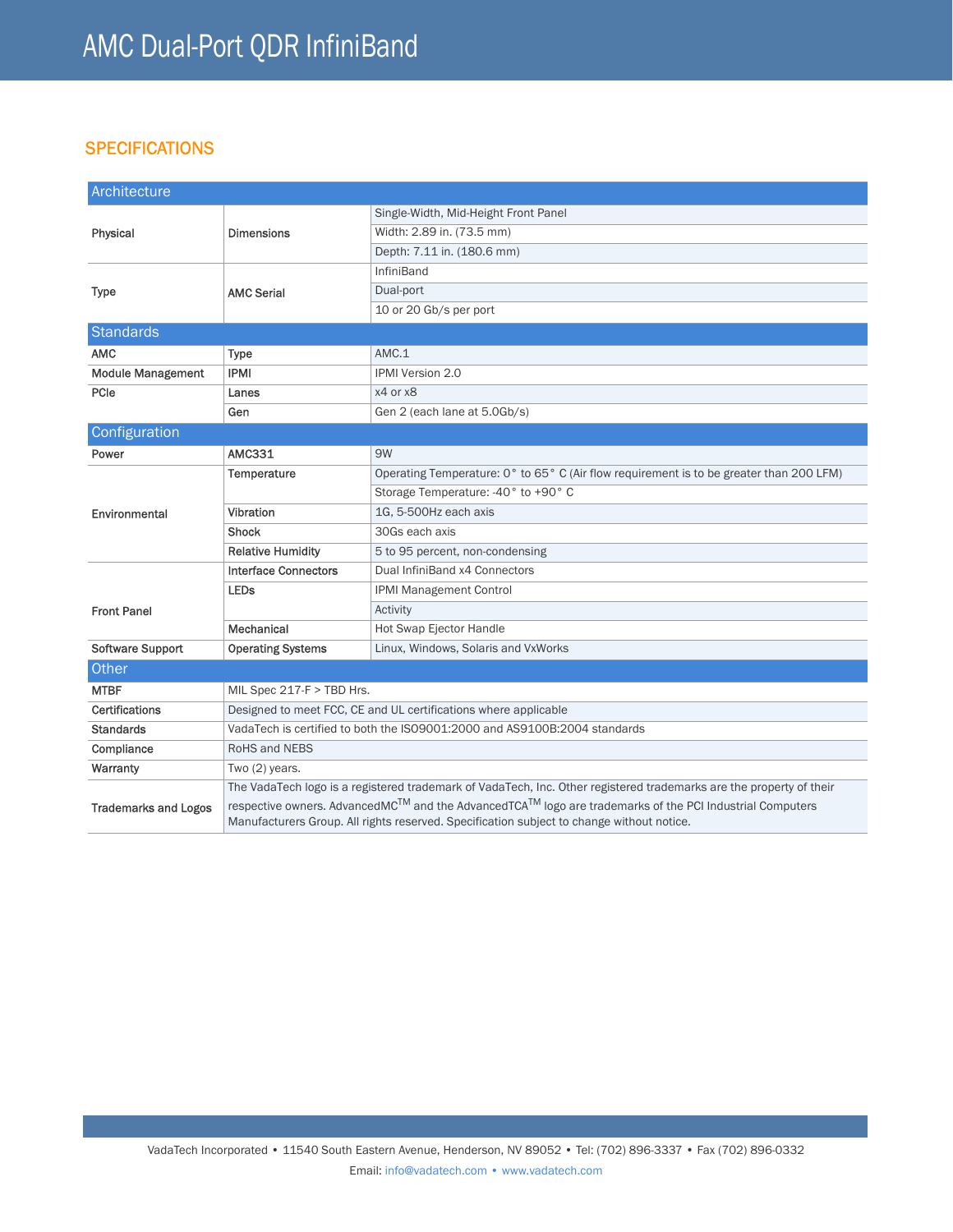# AMC Dual-Port QDR InfiniBand

## SPECIFICATIONS

| Architecture | | |
|---|---|---|
| Physical | Dimensions | Single-Width, Mid-Height Front Panel |
| | | Width: 2.89 in. (73.5 mm) |
| | | Depth: 7.11 in. (180.6 mm) |
| Type | AMC Serial | InfiniBand |
| | | Dual-port |
| | | 10 or 20 Gb/s per port |
| **Standards** | | |
| AMC | Type | AMC.1 |
| Module Management | IPMI | IPMI Version 2.0 |
| PCIe | Lanes | x4 or x8 |
| | Gen | Gen 2 (each lane at 5.0Gb/s) |
| **Configuration** | | |
| Power | AMC331 | 9W |
| Environmental | Temperature | Operating Temperature: 0° to 65° C (Air flow requirement is to be greater than 200 LFM) |
| | | Storage Temperature: -40° to +90° C |
| | Vibration | 1G, 5-500Hz each axis |
| | Shock | 30Gs each axis |
| | Relative Humidity | 5 to 95 percent, non-condensing |
| Front Panel | Interface Connectors | Dual InfiniBand x4 Connectors |
| | LEDs | IPMI Management Control |
| | | Activity |
| | Mechanical | Hot Swap Ejector Handle |
| Software Support | Operating Systems | Linux, Windows, Solaris and VxWorks |

| Other | |
|---|---|
| MTBF | MIL Spec 217-F > TBD Hrs. |
| Certifications | Designed to meet FCC, CE and UL certifications where applicable |
| Standards | VadaTech is certified to both the ISO9001:2000 and AS9100B:2004 standards |
| Compliance | RoHS and NEBS |
| Warranty | Two (2) years. |
| Trademarks and Logos | The VadaTech logo is a registered trademark of VadaTech, Inc. Other registered trademarks are the property of their respective owners. AdvancedMC™ and the AdvancedTCA™ logo are trademarks of the PCI Industrial Computers Manufacturers Group. All rights reserved. Specification subject to change without notice. |

VadaTech Incorporated • 11540 South Eastern Avenue, Henderson, NV 89052 • Tel: (702) 896-3337 • Fax (702) 896-0332

Email: info@vadatech.com • www.vadatech.com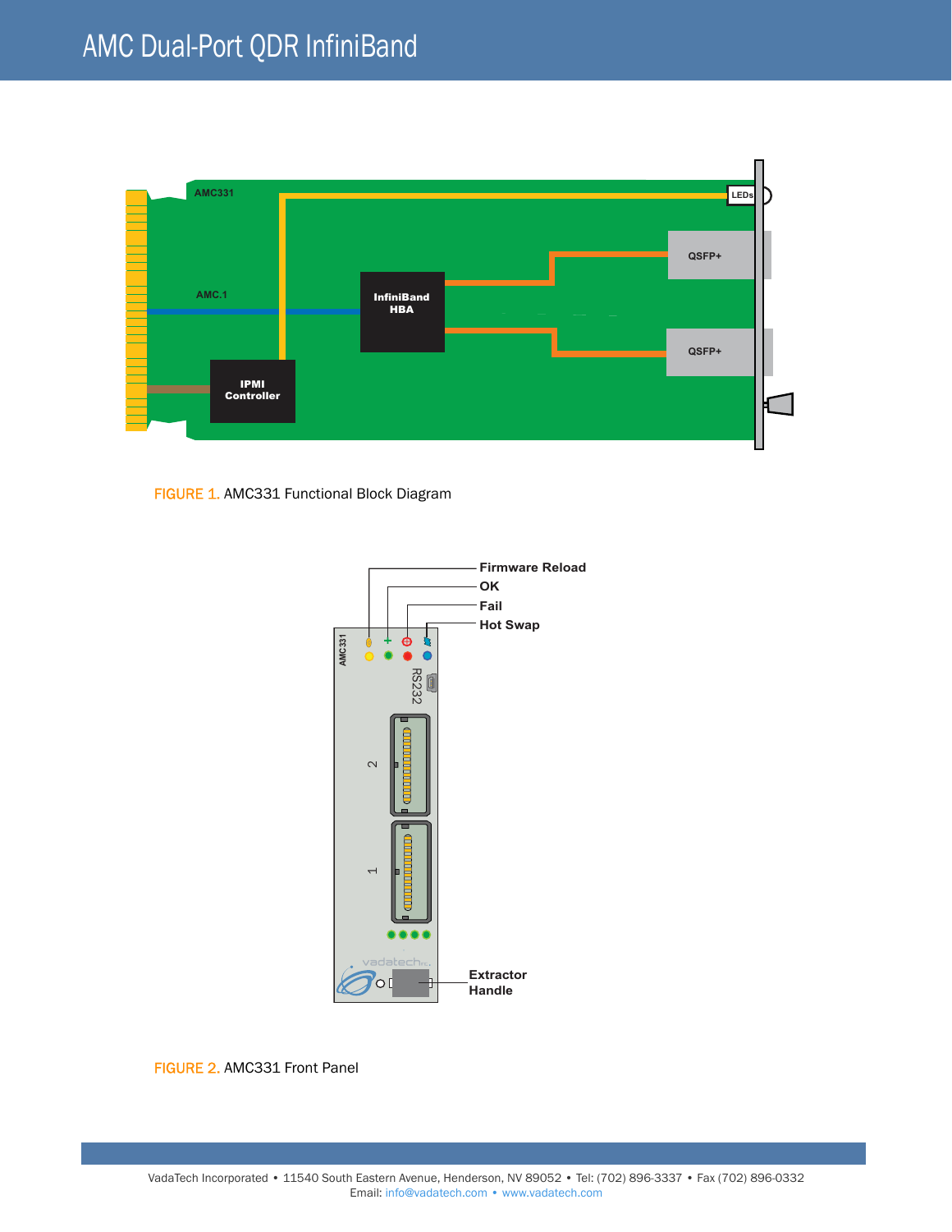FIGURE 1. AMC331 Functional Block Diagram

FIGURE 2. AMC331 Front Panel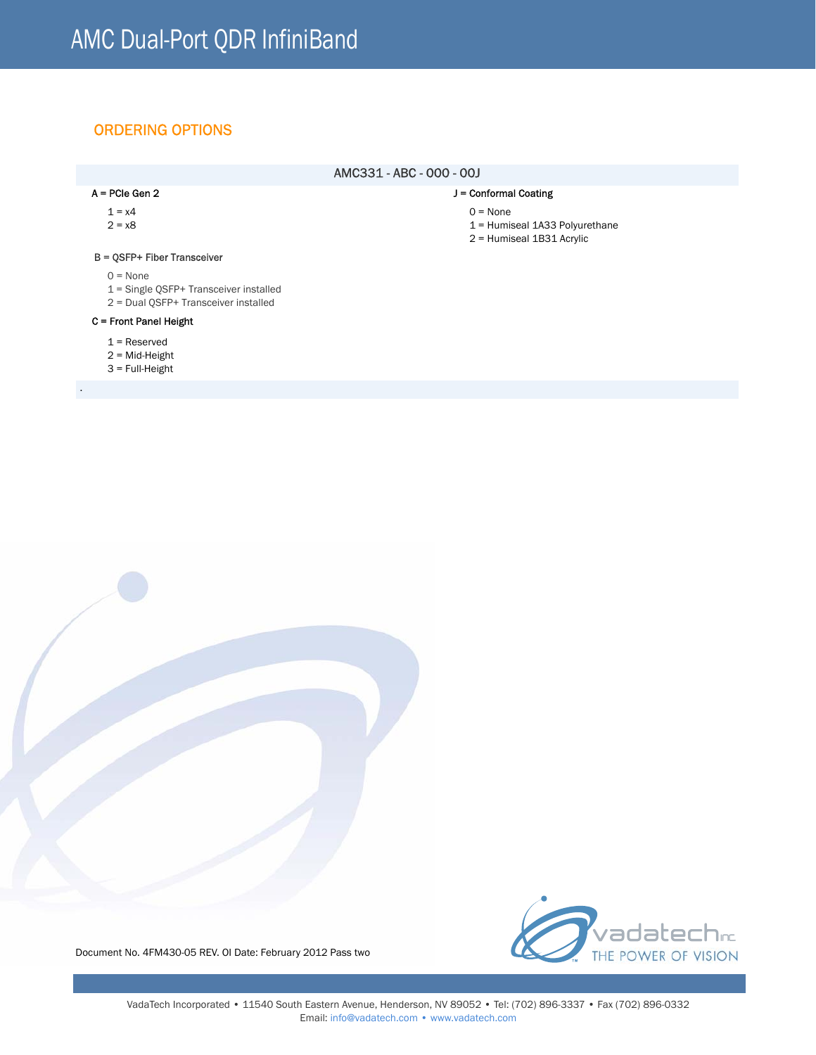## ORDERING OPTIONS

AMC331 - ABC - 000 - 00J

A = PCIe Gen 2

- 1 = x4
- 2 = x8

B = QSFP+ Fiber Transceiver

- 0 = None
- 1 = Single QSFP+ Transceiver installed
- 2 = Dual QSFP+ Transceiver installed

C = Front Panel Height

- 1 = Reserved
- 2 = Mid-Height
- 3 = Full-Height

J = Conformal Coating

- 0 = None
- 1 = Humiseal 1A33 Polyurethane
- 2 = Humiseal 1B31 Acrylic

.

Document No. 4FM430-05 REV. 01 Date: February 2012 Pass two

vadatech inc THE POWER OF VISION

VadaTech Incorporated • 11540 South Eastern Avenue, Henderson, NV 89052 • Tel: (702) 896-3337 • Fax (702) 896-0332
Email: info@vadatech.com • www.vadatech.com